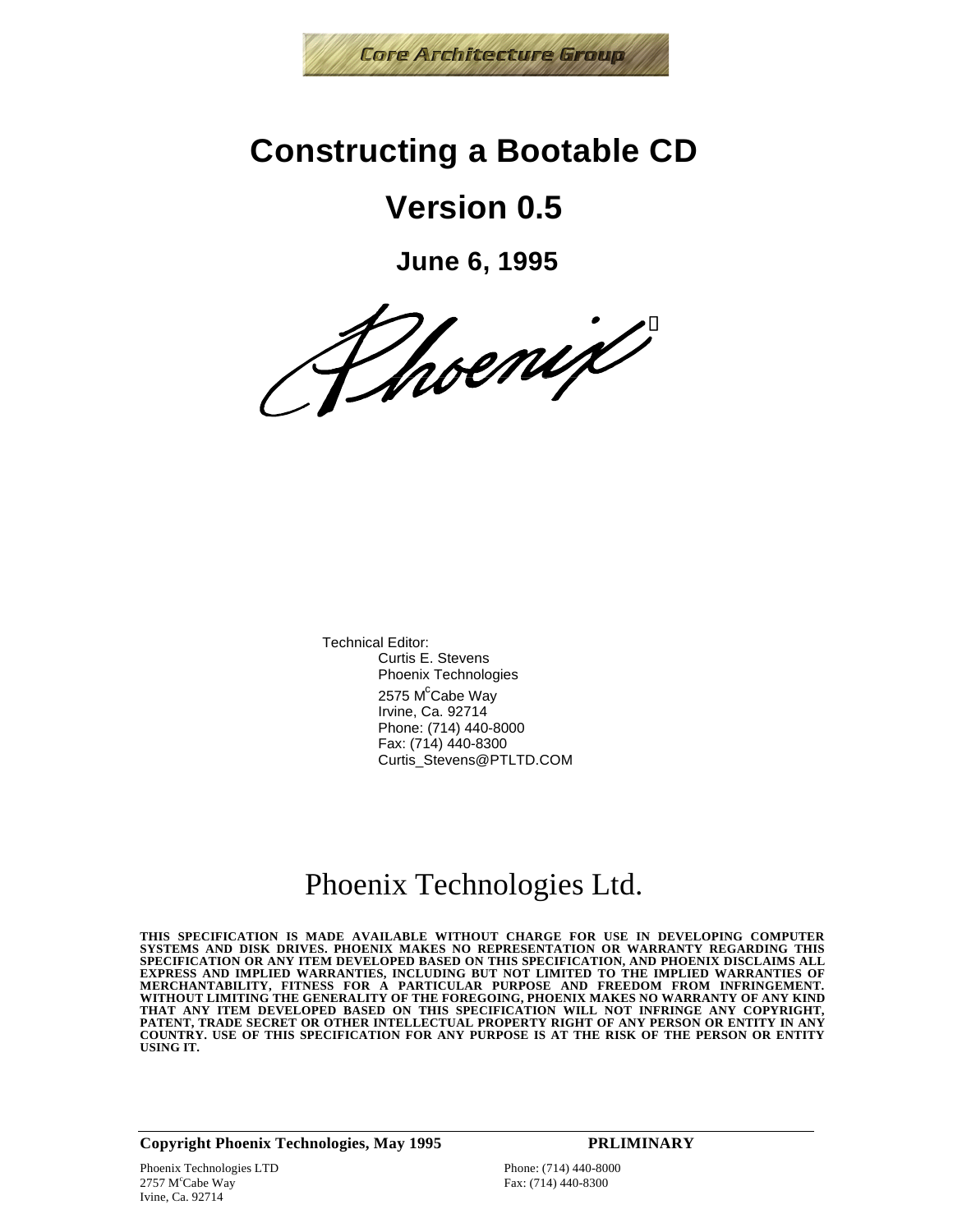Core Architecture Group

# Constructing a Bootable CD

# Version 0.5

## June 6, 1995

Technical Editor:
Curtis E. Stevens
Phoenix Technologies
2575 M[c]Cabe Way
Irvine, Ca. 92714
Phone: (714) 440-8000
Fax: (714) 440-8300
Curtis_Stevens@PTLTD.COM

Phoenix Technologies Ltd.

**THIS SPECIFICATION IS MADE AVAILABLE WITHOUT CHARGE FOR USE IN DEVELOPING COMPUTER SYSTEMS AND DISK DRIVES. PHOENIX MAKES NO REPRESENTATION OR WARRANTY REGARDING THIS SPECIFICATION OR ANY ITEM DEVELOPED BASED ON THIS SPECIFICATION, AND PHOENIX DISCLAIMS ALL EXPRESS AND IMPLIED WARRANTIES, INCLUDING BUT NOT LIMITED TO THE IMPLIED WARRANTIES OF MERCHANTABILITY, FITNESS FOR A PARTICULAR PURPOSE AND FREEDOM FROM INFRINGEMENT. WITHOUT LIMITING THE GENERALITY OF THE FOREGOING, PHOENIX MAKES NO WARRANTY OF ANY KIND THAT ANY ITEM DEVELOPED BASED ON THIS SPECIFICATION WILL NOT INFRINGE ANY COPYRIGHT, PATENT, TRADE SECRET OR OTHER INTELLECTUAL PROPERTY RIGHT OF ANY PERSON OR ENTITY IN ANY COUNTRY. USE OF THIS SPECIFICATION FOR ANY PURPOSE IS AT THE RISK OF THE PERSON OR ENTITY USING IT.**

**Copyright Phoenix Technologies, May 1995** **PRLIMINARY**

Phoenix Technologies LTD
2757 M[c]Cabe Way
Ivine, Ca. 92714

Phone: (714) 440-8000
Fax: (714) 440-8300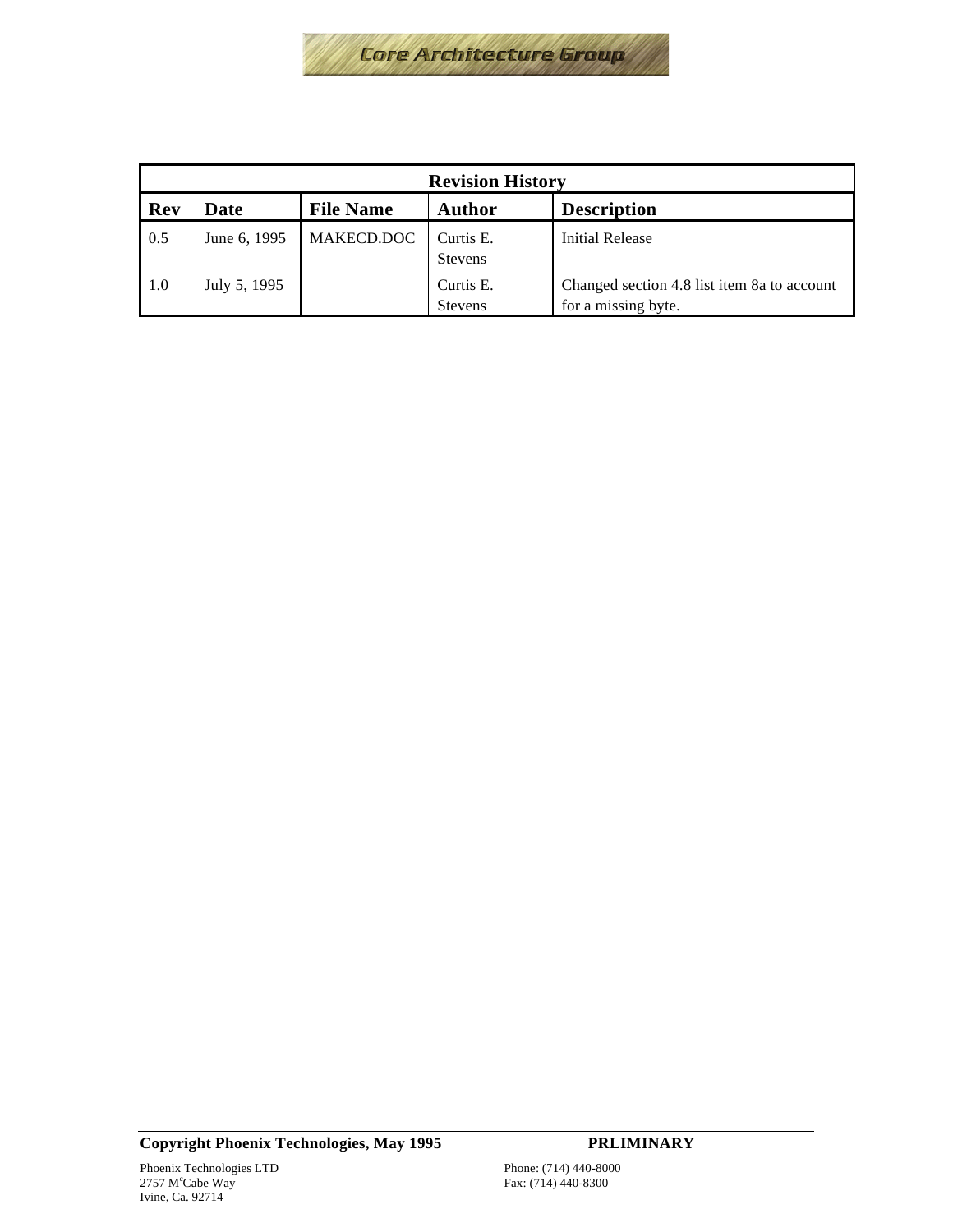| Revision History | | | | |
|---|---|---|---|---|
| **Rev** | **Date** | **File Name** | **Author** | **Description** |
| 0.5 | June 6, 1995 | MAKECD.DOC | Curtis E. Stevens | Initial Release |
| 1.0 | July 5, 1995 | | Curtis E. Stevens | Changed section 4.8 list item 8a to account for a missing byte. |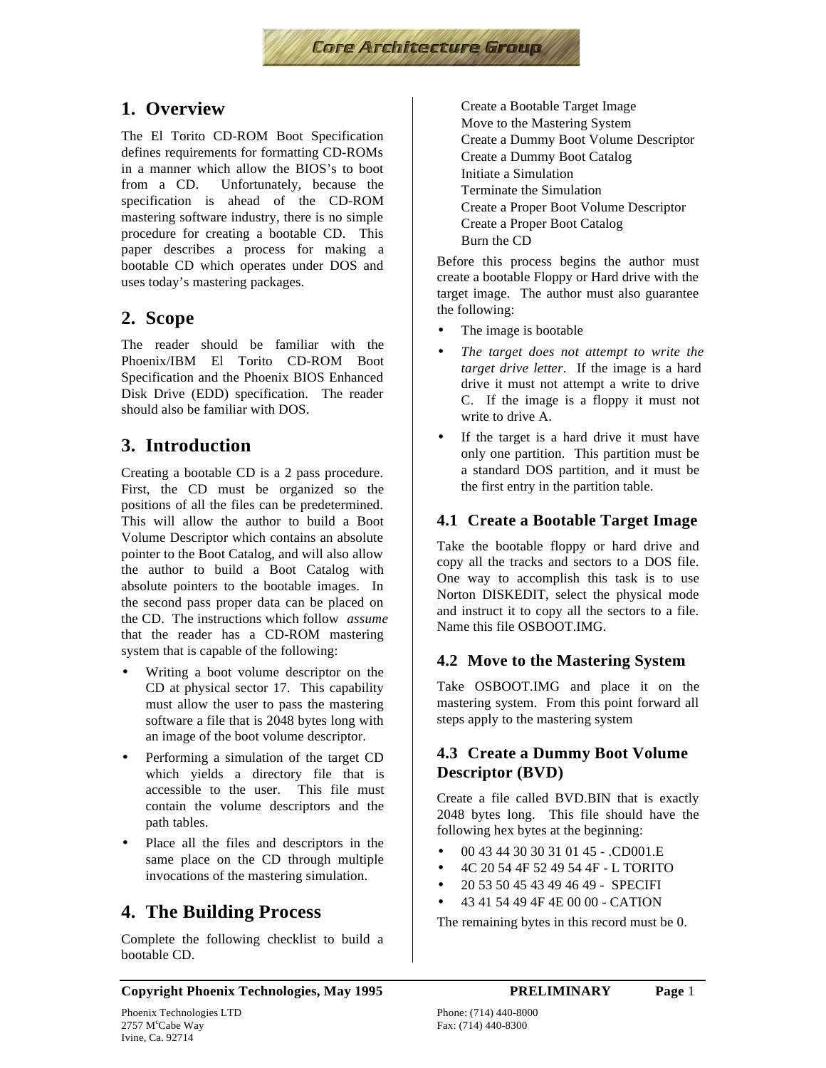## 1. Overview

The El Torito CD-ROM Boot Specification defines requirements for formatting CD-ROMs in a manner which allow the BIOS's to boot from a CD. Unfortunately, because the specification is ahead of the CD-ROM mastering software industry, there is no simple procedure for creating a bootable CD. This paper describes a process for making a bootable CD which operates under DOS and uses today's mastering packages.

## 2. Scope

The reader should be familiar with the Phoenix/IBM El Torito CD-ROM Boot Specification and the Phoenix BIOS Enhanced Disk Drive (EDD) specification. The reader should also be familiar with DOS.

## 3. Introduction

Creating a bootable CD is a 2 pass procedure. First, the CD must be organized so the positions of all the files can be predetermined. This will allow the author to build a Boot Volume Descriptor which contains an absolute pointer to the Boot Catalog, and will also allow the author to build a Boot Catalog with absolute pointers to the bootable images. In the second pass proper data can be placed on the CD. The instructions which follow *assume* that the reader has a CD-ROM mastering system that is capable of the following:

- Writing a boot volume descriptor on the CD at physical sector 17. This capability must allow the user to pass the mastering software a file that is 2048 bytes long with an image of the boot volume descriptor.
- Performing a simulation of the target CD which yields a directory file that is accessible to the user. This file must contain the volume descriptors and the path tables.
- Place all the files and descriptors in the same place on the CD through multiple invocations of the mastering simulation.

## 4. The Building Process

Complete the following checklist to build a bootable CD.

Create a Bootable Target Image
Move to the Mastering System
Create a Dummy Boot Volume Descriptor
Create a Dummy Boot Catalog
Initiate a Simulation
Terminate the Simulation
Create a Proper Boot Volume Descriptor
Create a Proper Boot Catalog
Burn the CD

Before this process begins the author must create a bootable Floppy or Hard drive with the target image. The author must also guarantee the following:

- The image is bootable
- *The target does not attempt to write the target drive letter*. If the image is a hard drive it must not attempt a write to drive C. If the image is a floppy it must not write to drive A.
- If the target is a hard drive it must have only one partition. This partition must be a standard DOS partition, and it must be the first entry in the partition table.

### 4.1 Create a Bootable Target Image

Take the bootable floppy or hard drive and copy all the tracks and sectors to a DOS file. One way to accomplish this task is to use Norton DISKEDIT, select the physical mode and instruct it to copy all the sectors to a file. Name this file OSBOOT.IMG.

### 4.2 Move to the Mastering System

Take OSBOOT.IMG and place it on the mastering system. From this point forward all steps apply to the mastering system

### 4.3 Create a Dummy Boot Volume Descriptor (BVD)

Create a file called BVD.BIN that is exactly 2048 bytes long. This file should have the following hex bytes at the beginning:

- 00 43 44 30 30 31 01 45 - .CD001.E
- 4C 20 54 4F 52 49 54 4F - L TORITO
- 20 53 50 45 43 49 46 49 - SPECIFI
- 43 41 54 49 4F 4E 00 00 - CATION

The remaining bytes in this record must be 0.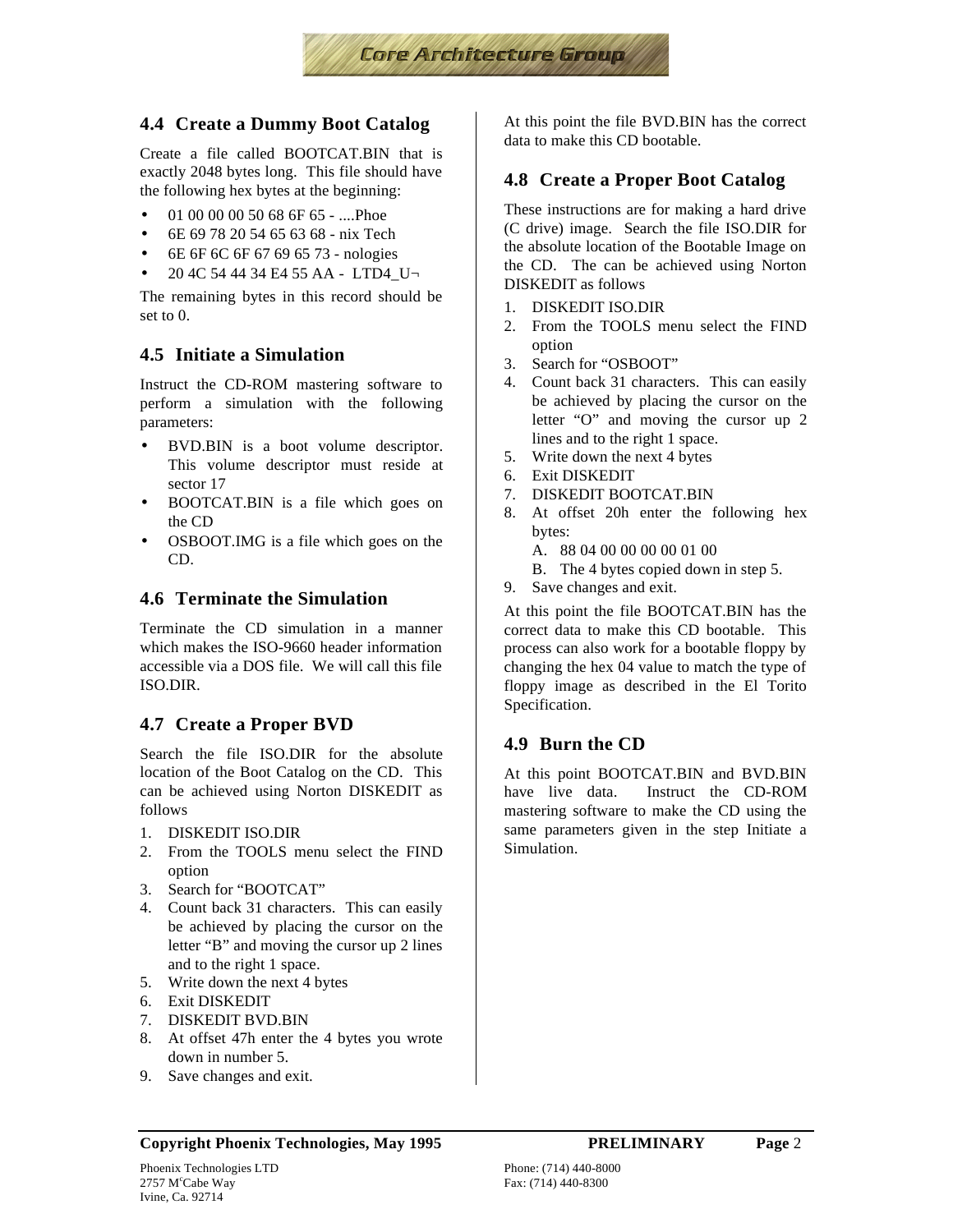### 4.4 Create a Dummy Boot Catalog

Create a file called BOOTCAT.BIN that is exactly 2048 bytes long. This file should have the following hex bytes at the beginning:

- 01 00 00 00 50 68 6F 65 - ....Phoe
- 6E 69 78 20 54 65 63 68 - nix Tech
- 6E 6F 6C 6F 67 69 65 73 - nologies
- 20 4C 54 44 34 E4 55 AA - LTD4_U¬

The remaining bytes in this record should be set to 0.

### 4.5 Initiate a Simulation

Instruct the CD-ROM mastering software to perform a simulation with the following parameters:

- BVD.BIN is a boot volume descriptor. This volume descriptor must reside at sector 17
- BOOTCAT.BIN is a file which goes on the CD
- OSBOOT.IMG is a file which goes on the CD.

### 4.6 Terminate the Simulation

Terminate the CD simulation in a manner which makes the ISO-9660 header information accessible via a DOS file. We will call this file ISO.DIR.

### 4.7 Create a Proper BVD

Search the file ISO.DIR for the absolute location of the Boot Catalog on the CD. This can be achieved using Norton DISKEDIT as follows

1. DISKEDIT ISO.DIR
2. From the TOOLS menu select the FIND option
3. Search for "BOOTCAT"
4. Count back 31 characters. This can easily be achieved by placing the cursor on the letter "B" and moving the cursor up 2 lines and to the right 1 space.
5. Write down the next 4 bytes
6. Exit DISKEDIT
7. DISKEDIT BVD.BIN
8. At offset 47h enter the 4 bytes you wrote down in number 5.
9. Save changes and exit.

At this point the file BVD.BIN has the correct data to make this CD bootable.

### 4.8 Create a Proper Boot Catalog

These instructions are for making a hard drive (C drive) image. Search the file ISO.DIR for the absolute location of the Bootable Image on the CD. The can be achieved using Norton DISKEDIT as follows

1. DISKEDIT ISO.DIR
2. From the TOOLS menu select the FIND option
3. Search for "OSBOOT"
4. Count back 31 characters. This can easily be achieved by placing the cursor on the letter "O" and moving the cursor up 2 lines and to the right 1 space.
5. Write down the next 4 bytes
6. Exit DISKEDIT
7. DISKEDIT BOOTCAT.BIN
8. At offset 20h enter the following hex bytes:
   - A. 88 04 00 00 00 00 01 00
   - B. The 4 bytes copied down in step 5.
9. Save changes and exit.

At this point the file BOOTCAT.BIN has the correct data to make this CD bootable. This process can also work for a bootable floppy by changing the hex 04 value to match the type of floppy image as described in the El Torito Specification.

### 4.9 Burn the CD

At this point BOOTCAT.BIN and BVD.BIN have live data. Instruct the CD-ROM mastering software to make the CD using the same parameters given in the step Initiate a Simulation.